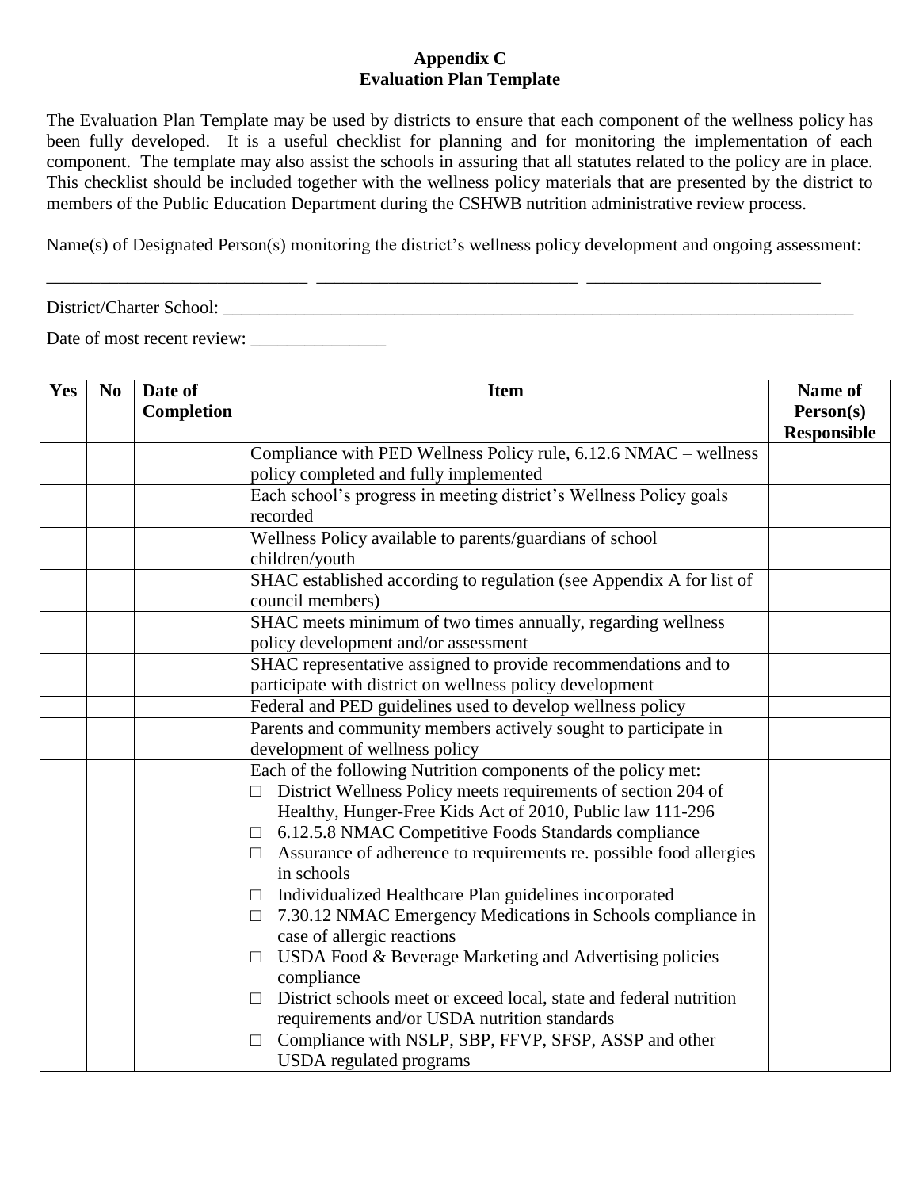# Appendix C
## Evaluation Plan Template

The Evaluation Plan Template may be used by districts to ensure that each component of the wellness policy has been fully developed. It is a useful checklist for planning and for monitoring the implementation of each component. The template may also assist the schools in assuring that all statutes related to the policy are in place. This checklist should be included together with the wellness policy materials that are presented by the district to members of the Public Education Department during the CSHWB nutrition administrative review process.

Name(s) of Designated Person(s) monitoring the district's wellness policy development and ongoing assessment:

_____________________________ _____________________________ __________________________

District/Charter School: ___________________________________________________________________________

Date of most recent review: _______________

| Yes | No | Date of Completion | Item | Name of Person(s) Responsible |
|---|---|---|---|---|
| | | | Compliance with PED Wellness Policy rule, 6.12.6 NMAC – wellness policy completed and fully implemented | |
| | | | Each school's progress in meeting district's Wellness Policy goals recorded | |
| | | | Wellness Policy available to parents/guardians of school children/youth | |
| | | | SHAC established according to regulation (see Appendix A for list of council members) | |
| | | | SHAC meets minimum of two times annually, regarding wellness policy development and/or assessment | |
| | | | SHAC representative assigned to provide recommendations and to participate with district on wellness policy development | |
| | | | Federal and PED guidelines used to develop wellness policy | |
| | | | Parents and community members actively sought to participate in development of wellness policy | |
| | | | Each of the following Nutrition components of the policy met:<br>□ District Wellness Policy meets requirements of section 204 of Healthy, Hunger-Free Kids Act of 2010, Public law 111-296<br>□ 6.12.5.8 NMAC Competitive Foods Standards compliance<br>□ Assurance of adherence to requirements re. possible food allergies in schools<br>□ Individualized Healthcare Plan guidelines incorporated<br>□ 7.30.12 NMAC Emergency Medications in Schools compliance in case of allergic reactions<br>□ USDA Food & Beverage Marketing and Advertising policies compliance<br>□ District schools meet or exceed local, state and federal nutrition requirements and/or USDA nutrition standards<br>□ Compliance with NSLP, SBP, FFVP, SFSP, ASSP and other USDA regulated programs | |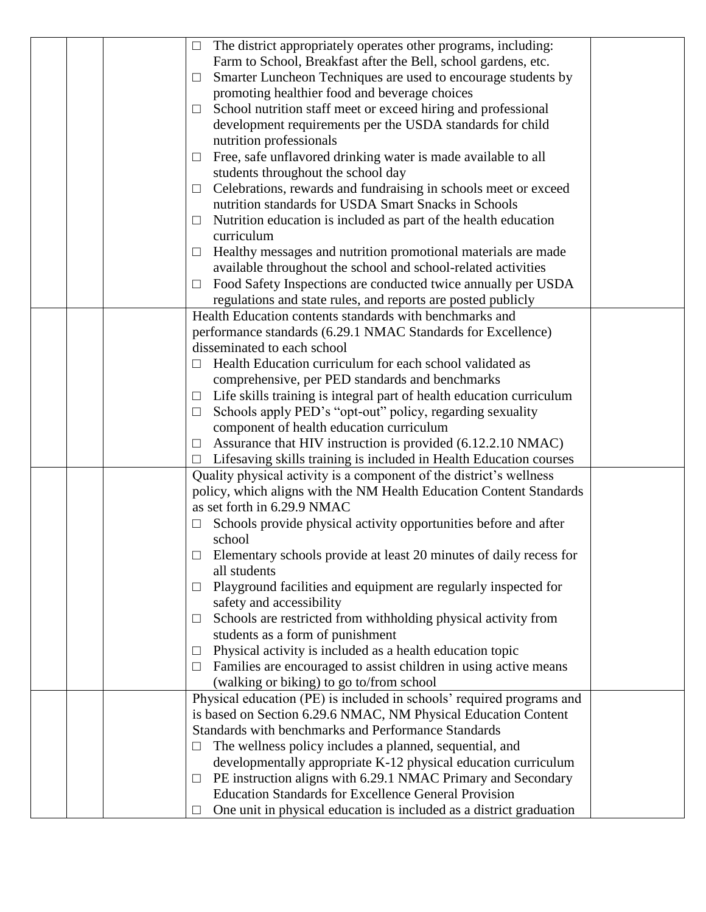| | | | | |
|---|---|---|---|---|
| | | | ☐ The district appropriately operates other programs, including: Farm to School, Breakfast after the Bell, school gardens, etc.<br>☐ Smarter Luncheon Techniques are used to encourage students by promoting healthier food and beverage choices<br>☐ School nutrition staff meet or exceed hiring and professional development requirements per the USDA standards for child nutrition professionals<br>☐ Free, safe unflavored drinking water is made available to all students throughout the school day<br>☐ Celebrations, rewards and fundraising in schools meet or exceed nutrition standards for USDA Smart Snacks in Schools<br>☐ Nutrition education is included as part of the health education curriculum<br>☐ Healthy messages and nutrition promotional materials are made available throughout the school and school-related activities<br>☐ Food Safety Inspections are conducted twice annually per USDA regulations and state rules, and reports are posted publicly | |
| | | | Health Education contents standards with benchmarks and performance standards (6.29.1 NMAC Standards for Excellence) disseminated to each school<br>☐ Health Education curriculum for each school validated as comprehensive, per PED standards and benchmarks<br>☐ Life skills training is integral part of health education curriculum<br>☐ Schools apply PED's "opt-out" policy, regarding sexuality component of health education curriculum<br>☐ Assurance that HIV instruction is provided (6.12.2.10 NMAC)<br>☐ Lifesaving skills training is included in Health Education courses | |
| | | | Quality physical activity is a component of the district's wellness policy, which aligns with the NM Health Education Content Standards as set forth in 6.29.9 NMAC<br>☐ Schools provide physical activity opportunities before and after school<br>☐ Elementary schools provide at least 20 minutes of daily recess for all students<br>☐ Playground facilities and equipment are regularly inspected for safety and accessibility<br>☐ Schools are restricted from withholding physical activity from students as a form of punishment<br>☐ Physical activity is included as a health education topic<br>☐ Families are encouraged to assist children in using active means (walking or biking) to go to/from school | |
| | | | Physical education (PE) is included in schools' required programs and is based on Section 6.29.6 NMAC, NM Physical Education Content Standards with benchmarks and Performance Standards<br>☐ The wellness policy includes a planned, sequential, and developmentally appropriate K-12 physical education curriculum<br>☐ PE instruction aligns with 6.29.1 NMAC Primary and Secondary Education Standards for Excellence General Provision<br>☐ One unit in physical education is included as a district graduation | |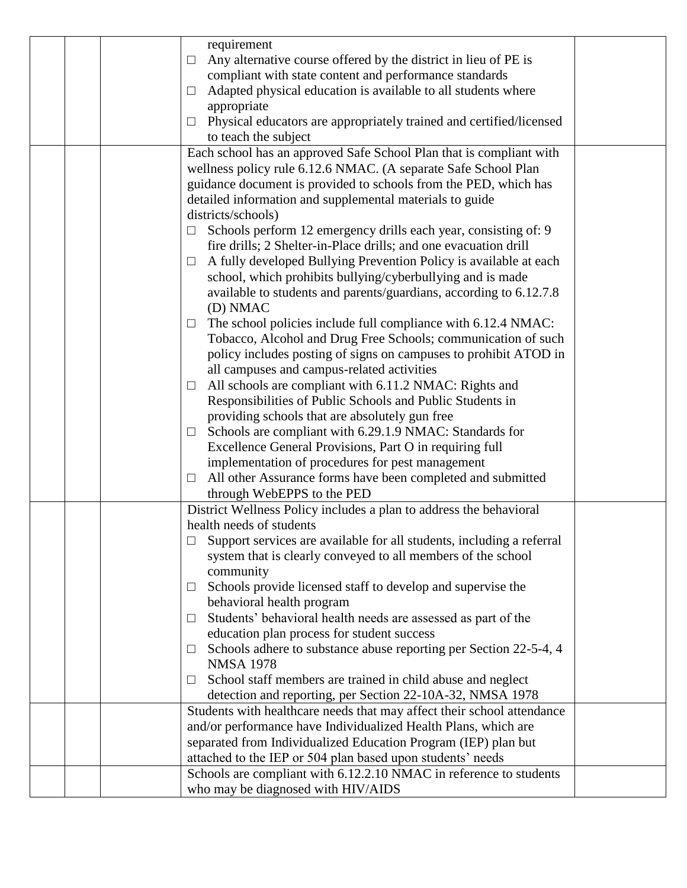|  |  |  |  |  |
|---|---|---|---|---|
|  |  |  | requirement<br>☐ Any alternative course offered by the district in lieu of PE is compliant with state content and performance standards<br>☐ Adapted physical education is available to all students where appropriate<br>☐ Physical educators are appropriately trained and certified/licensed to teach the subject |  |
|  |  |  | Each school has an approved Safe School Plan that is compliant with wellness policy rule 6.12.6 NMAC. (A separate Safe School Plan guidance document is provided to schools from the PED, which has detailed information and supplemental materials to guide districts/schools)<br>☐ Schools perform 12 emergency drills each year, consisting of: 9 fire drills; 2 Shelter-in-Place drills; and one evacuation drill<br>☐ A fully developed Bullying Prevention Policy is available at each school, which prohibits bullying/cyberbullying and is made available to students and parents/guardians, according to 6.12.7.8 (D) NMAC<br>☐ The school policies include full compliance with 6.12.4 NMAC: Tobacco, Alcohol and Drug Free Schools; communication of such policy includes posting of signs on campuses to prohibit ATOD in all campuses and campus-related activities<br>☐ All schools are compliant with 6.11.2 NMAC: Rights and Responsibilities of Public Schools and Public Students in providing schools that are absolutely gun free<br>☐ Schools are compliant with 6.29.1.9 NMAC: Standards for Excellence General Provisions, Part O in requiring full implementation of procedures for pest management<br>☐ All other Assurance forms have been completed and submitted through WebEPPS to the PED |  |
|  |  |  | District Wellness Policy includes a plan to address the behavioral health needs of students<br>☐ Support services are available for all students, including a referral system that is clearly conveyed to all members of the school community<br>☐ Schools provide licensed staff to develop and supervise the behavioral health program<br>☐ Students' behavioral health needs are assessed as part of the education plan process for student success<br>☐ Schools adhere to substance abuse reporting per Section 22-5-4, 4 NMSA 1978<br>☐ School staff members are trained in child abuse and neglect detection and reporting, per Section 22-10A-32, NMSA 1978 |  |
|  |  |  | Students with healthcare needs that may affect their school attendance and/or performance have Individualized Health Plans, which are separated from Individualized Education Program (IEP) plan but attached to the IEP or 504 plan based upon students' needs |  |
|  |  |  | Schools are compliant with 6.12.2.10 NMAC in reference to students who may be diagnosed with HIV/AIDS |  |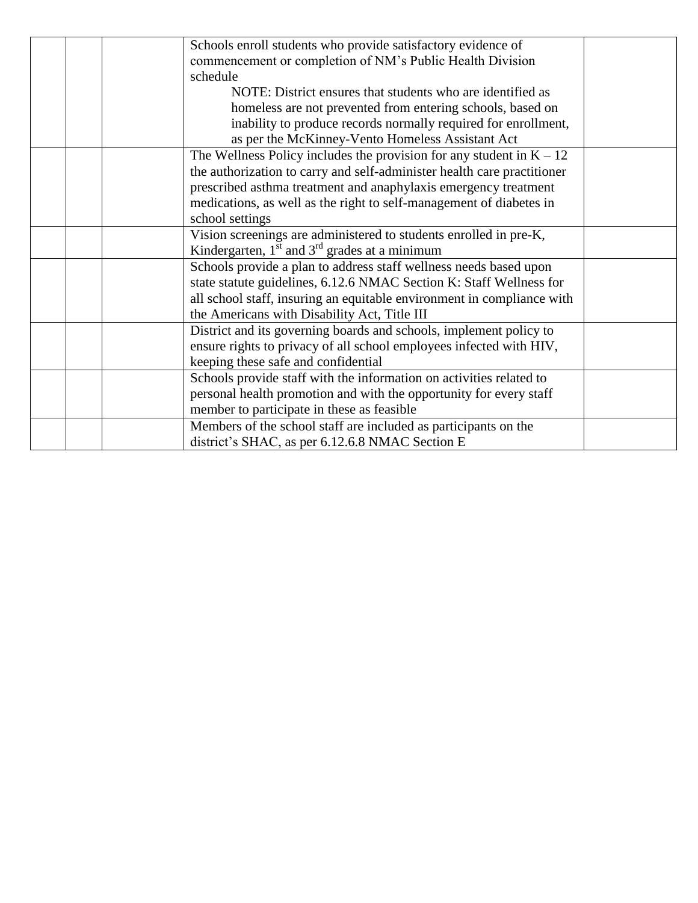| | | | | |
|---|---|---|---|---|
| | | | Schools enroll students who provide satisfactory evidence of commencement or completion of NM's Public Health Division schedule<br>NOTE: District ensures that students who are identified as homeless are not prevented from entering schools, based on inability to produce records normally required for enrollment, as per the McKinney-Vento Homeless Assistant Act | |
| | | | The Wellness Policy includes the provision for any student in K – 12 the authorization to carry and self-administer health care practitioner prescribed asthma treatment and anaphylaxis emergency treatment medications, as well as the right to self-management of diabetes in school settings | |
| | | | Vision screenings are administered to students enrolled in pre-K, Kindergarten, 1st and 3rd grades at a minimum | |
| | | | Schools provide a plan to address staff wellness needs based upon state statute guidelines, 6.12.6 NMAC Section K: Staff Wellness for all school staff, insuring an equitable environment in compliance with the Americans with Disability Act, Title III | |
| | | | District and its governing boards and schools, implement policy to ensure rights to privacy of all school employees infected with HIV, keeping these safe and confidential | |
| | | | Schools provide staff with the information on activities related to personal health promotion and with the opportunity for every staff member to participate in these as feasible | |
| | | | Members of the school staff are included as participants on the district's SHAC, as per 6.12.6.8 NMAC Section E | |